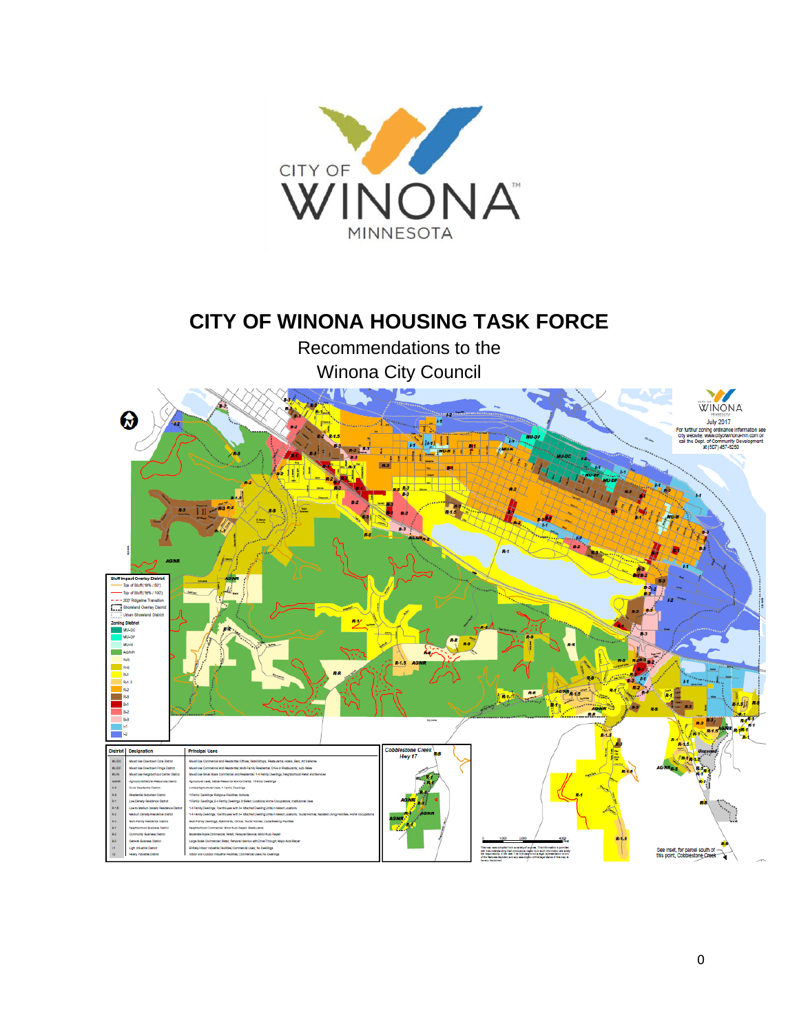# CITY OF WINONA HOUSING TASK FORCE

Recommendations to the
Winona City Council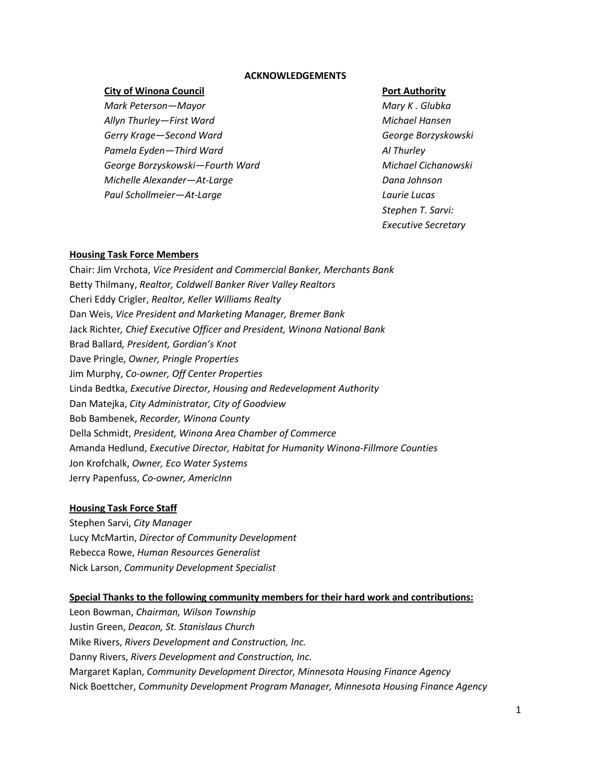## ACKNOWLEDGEMENTS

**City of Winona Council**

*Mark Peterson—Mayor*
*Allyn Thurley—First Ward*
*Gerry Krage—Second Ward*
*Pamela Eyden—Third Ward*
*George Borzyskowski—Fourth Ward*
*Michelle Alexander—At-Large*
*Paul Schollmeier—At-Large*

**Port Authority**

*Mary K . Glubka*
*Michael Hansen*
*George Borzyskowski*
*Al Thurley*
*Michael Cichanowski*
*Dana Johnson*
*Laurie Lucas*
*Stephen T. Sarvi: Executive Secretary*

**Housing Task Force Members**

Chair: Jim Vrchota, *Vice President and Commercial Banker, Merchants Bank*
Betty Thilmany, *Realtor, Coldwell Banker River Valley Realtors*
Cheri Eddy Crigler, *Realtor, Keller Williams Realty*
Dan Weis, *Vice President and Marketing Manager, Bremer Bank*
Jack Richter*, Chief Executive Officer and President, Winona National Bank*
Brad Ballard*, President, Gordian's Knot*
Dave Pringle, *Owner, Pringle Properties*
Jim Murphy, *Co-owner, Off Center Properties*
Linda Bedtka, *Executive Director, Housing and Redevelopment Authority*
Dan Matejka, *City Administrator, City of Goodview*
Bob Bambenek, *Recorder, Winona County*
Della Schmidt, *President, Winona Area Chamber of Commerce*
Amanda Hedlund, *Executive Director, Habitat for Humanity Winona-Fillmore Counties*
Jon Krofchalk, *Owner, Eco Water Systems*
Jerry Papenfuss, *Co-owner, AmericInn*

**Housing Task Force Staff**

Stephen Sarvi, *City Manager*
Lucy McMartin, *Director of Community Development*
Rebecca Rowe, *Human Resources Generalist*
Nick Larson, *Community Development Specialist*

**Special Thanks to the following community members for their hard work and contributions:**

Leon Bowman, *Chairman, Wilson Township*
Justin Green, *Deacon, St. Stanislaus Church*
Mike Rivers, *Rivers Development and Construction, Inc.*
Danny Rivers, *Rivers Development and Construction, Inc.*
Margaret Kaplan, *Community Development Director, Minnesota Housing Finance Agency*
Nick Boettcher, *Community Development Program Manager, Minnesota Housing Finance Agency*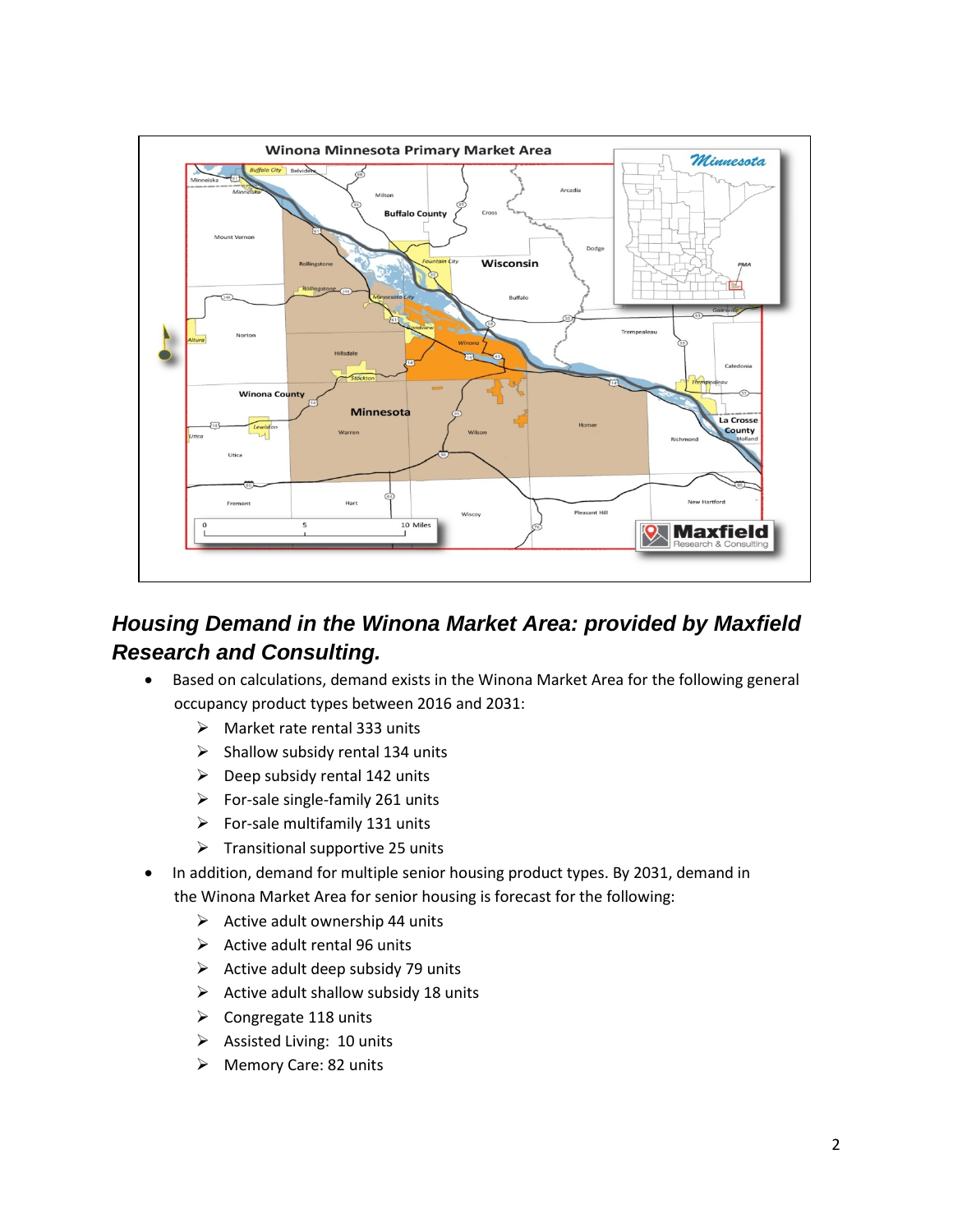## *Housing Demand in the Winona Market Area: provided by Maxfield Research and Consulting.*

- Based on calculations, demand exists in the Winona Market Area for the following general occupancy product types between 2016 and 2031:
  - Market rate rental 333 units
  - Shallow subsidy rental 134 units
  - Deep subsidy rental 142 units
  - For-sale single-family 261 units
  - For-sale multifamily 131 units
  - Transitional supportive 25 units
- In addition, demand for multiple senior housing product types. By 2031, demand in the Winona Market Area for senior housing is forecast for the following:
  - Active adult ownership 44 units
  - Active adult rental 96 units
  - Active adult deep subsidy 79 units
  - Active adult shallow subsidy 18 units
  - Congregate 118 units
  - Assisted Living: 10 units
  - Memory Care: 82 units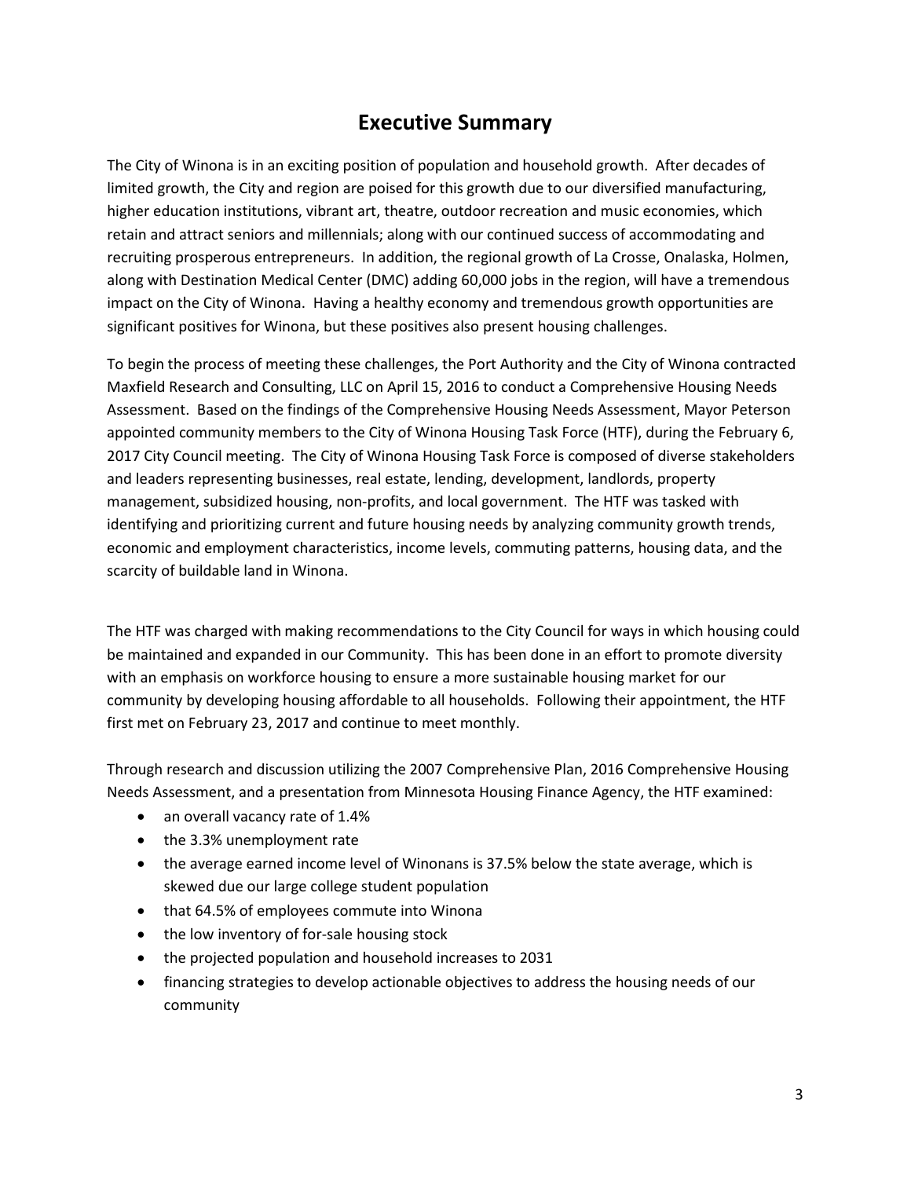# Executive Summary

The City of Winona is in an exciting position of population and household growth. After decades of limited growth, the City and region are poised for this growth due to our diversified manufacturing, higher education institutions, vibrant art, theatre, outdoor recreation and music economies, which retain and attract seniors and millennials; along with our continued success of accommodating and recruiting prosperous entrepreneurs. In addition, the regional growth of La Crosse, Onalaska, Holmen, along with Destination Medical Center (DMC) adding 60,000 jobs in the region, will have a tremendous impact on the City of Winona. Having a healthy economy and tremendous growth opportunities are significant positives for Winona, but these positives also present housing challenges.

To begin the process of meeting these challenges, the Port Authority and the City of Winona contracted Maxfield Research and Consulting, LLC on April 15, 2016 to conduct a Comprehensive Housing Needs Assessment. Based on the findings of the Comprehensive Housing Needs Assessment, Mayor Peterson appointed community members to the City of Winona Housing Task Force (HTF), during the February 6, 2017 City Council meeting. The City of Winona Housing Task Force is composed of diverse stakeholders and leaders representing businesses, real estate, lending, development, landlords, property management, subsidized housing, non-profits, and local government. The HTF was tasked with identifying and prioritizing current and future housing needs by analyzing community growth trends, economic and employment characteristics, income levels, commuting patterns, housing data, and the scarcity of buildable land in Winona.

The HTF was charged with making recommendations to the City Council for ways in which housing could be maintained and expanded in our Community. This has been done in an effort to promote diversity with an emphasis on workforce housing to ensure a more sustainable housing market for our community by developing housing affordable to all households. Following their appointment, the HTF first met on February 23, 2017 and continue to meet monthly.

Through research and discussion utilizing the 2007 Comprehensive Plan, 2016 Comprehensive Housing Needs Assessment, and a presentation from Minnesota Housing Finance Agency, the HTF examined:

- an overall vacancy rate of 1.4%
- the 3.3% unemployment rate
- the average earned income level of Winonans is 37.5% below the state average, which is skewed due our large college student population
- that 64.5% of employees commute into Winona
- the low inventory of for-sale housing stock
- the projected population and household increases to 2031
- financing strategies to develop actionable objectives to address the housing needs of our community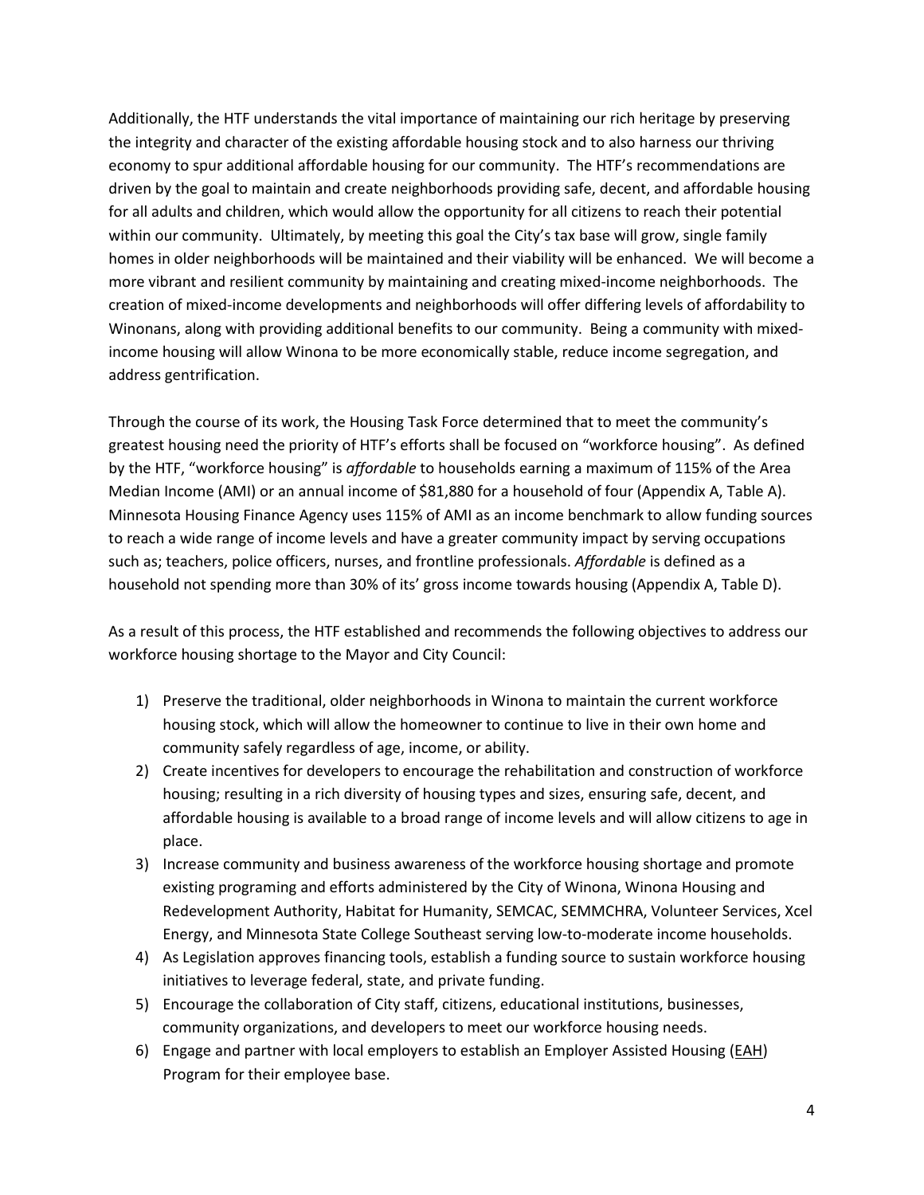Additionally, the HTF understands the vital importance of maintaining our rich heritage by preserving the integrity and character of the existing affordable housing stock and to also harness our thriving economy to spur additional affordable housing for our community. The HTF's recommendations are driven by the goal to maintain and create neighborhoods providing safe, decent, and affordable housing for all adults and children, which would allow the opportunity for all citizens to reach their potential within our community. Ultimately, by meeting this goal the City's tax base will grow, single family homes in older neighborhoods will be maintained and their viability will be enhanced. We will become a more vibrant and resilient community by maintaining and creating mixed-income neighborhoods. The creation of mixed-income developments and neighborhoods will offer differing levels of affordability to Winonans, along with providing additional benefits to our community. Being a community with mixed-income housing will allow Winona to be more economically stable, reduce income segregation, and address gentrification.

Through the course of its work, the Housing Task Force determined that to meet the community's greatest housing need the priority of HTF's efforts shall be focused on "workforce housing". As defined by the HTF, "workforce housing" is *affordable* to households earning a maximum of 115% of the Area Median Income (AMI) or an annual income of $81,880 for a household of four (Appendix A, Table A). Minnesota Housing Finance Agency uses 115% of AMI as an income benchmark to allow funding sources to reach a wide range of income levels and have a greater community impact by serving occupations such as; teachers, police officers, nurses, and frontline professionals. *Affordable* is defined as a household not spending more than 30% of its' gross income towards housing (Appendix A, Table D).

As a result of this process, the HTF established and recommends the following objectives to address our workforce housing shortage to the Mayor and City Council:

1) Preserve the traditional, older neighborhoods in Winona to maintain the current workforce housing stock, which will allow the homeowner to continue to live in their own home and community safely regardless of age, income, or ability.
2) Create incentives for developers to encourage the rehabilitation and construction of workforce housing; resulting in a rich diversity of housing types and sizes, ensuring safe, decent, and affordable housing is available to a broad range of income levels and will allow citizens to age in place.
3) Increase community and business awareness of the workforce housing shortage and promote existing programing and efforts administered by the City of Winona, Winona Housing and Redevelopment Authority, Habitat for Humanity, SEMCAC, SEMMCHRA, Volunteer Services, Xcel Energy, and Minnesota State College Southeast serving low-to-moderate income households.
4) As Legislation approves financing tools, establish a funding source to sustain workforce housing initiatives to leverage federal, state, and private funding.
5) Encourage the collaboration of City staff, citizens, educational institutions, businesses, community organizations, and developers to meet our workforce housing needs.
6) Engage and partner with local employers to establish an Employer Assisted Housing (EAH) Program for their employee base.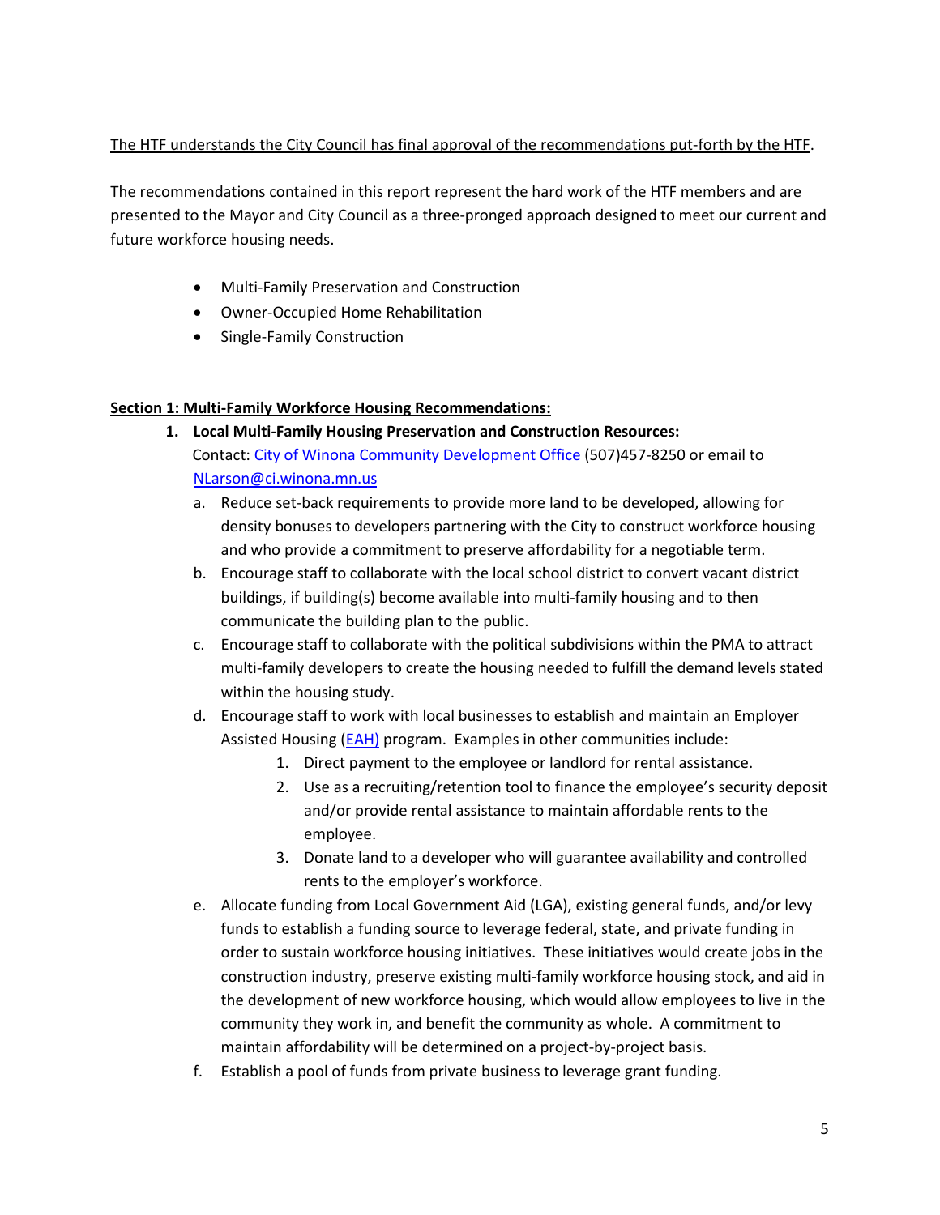The HTF understands the City Council has final approval of the recommendations put-forth by the HTF.

The recommendations contained in this report represent the hard work of the HTF members and are presented to the Mayor and City Council as a three-pronged approach designed to meet our current and future workforce housing needs.

- Multi-Family Preservation and Construction
- Owner-Occupied Home Rehabilitation
- Single-Family Construction

**Section 1: Multi-Family Workforce Housing Recommendations:**

1. **Local Multi-Family Housing Preservation and Construction Resources:**
   Contact: City of Winona Community Development Office (507)457-8250 or email to NLarson@ci.winona.mn.us
   a. Reduce set-back requirements to provide more land to be developed, allowing for density bonuses to developers partnering with the City to construct workforce housing and who provide a commitment to preserve affordability for a negotiable term.
   b. Encourage staff to collaborate with the local school district to convert vacant district buildings, if building(s) become available into multi-family housing and to then communicate the building plan to the public.
   c. Encourage staff to collaborate with the political subdivisions within the PMA to attract multi-family developers to create the housing needed to fulfill the demand levels stated within the housing study.
   d. Encourage staff to work with local businesses to establish and maintain an Employer Assisted Housing (EAH) program. Examples in other communities include:
      1. Direct payment to the employee or landlord for rental assistance.
      2. Use as a recruiting/retention tool to finance the employee's security deposit and/or provide rental assistance to maintain affordable rents to the employee.
      3. Donate land to a developer who will guarantee availability and controlled rents to the employer's workforce.
   e. Allocate funding from Local Government Aid (LGA), existing general funds, and/or levy funds to establish a funding source to leverage federal, state, and private funding in order to sustain workforce housing initiatives. These initiatives would create jobs in the construction industry, preserve existing multi-family workforce housing stock, and aid in the development of new workforce housing, which would allow employees to live in the community they work in, and benefit the community as whole. A commitment to maintain affordability will be determined on a project-by-project basis.
   f. Establish a pool of funds from private business to leverage grant funding.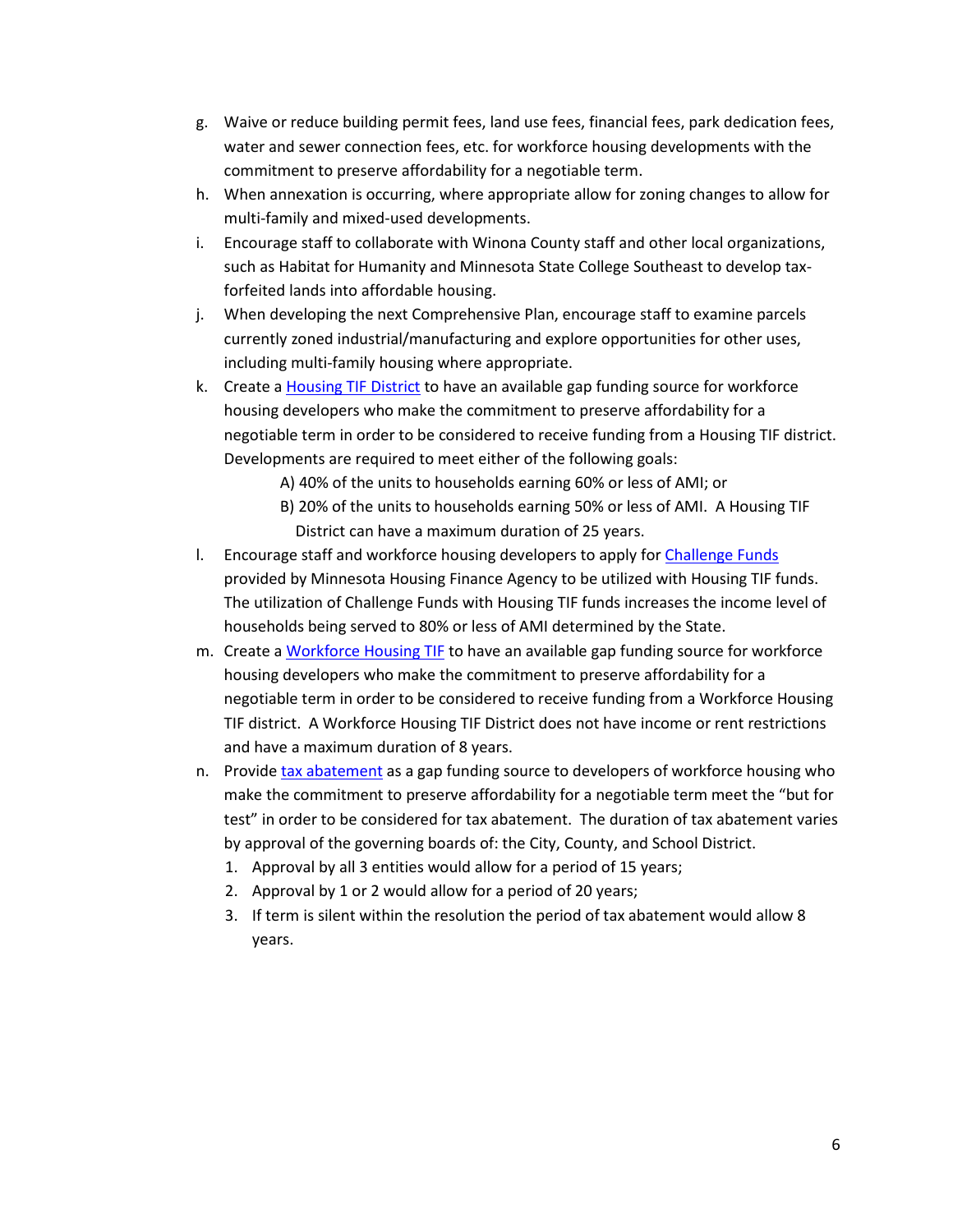g. Waive or reduce building permit fees, land use fees, financial fees, park dedication fees, water and sewer connection fees, etc. for workforce housing developments with the commitment to preserve affordability for a negotiable term.

h. When annexation is occurring, where appropriate allow for zoning changes to allow for multi-family and mixed-used developments.

i. Encourage staff to collaborate with Winona County staff and other local organizations, such as Habitat for Humanity and Minnesota State College Southeast to develop tax-forfeited lands into affordable housing.

j. When developing the next Comprehensive Plan, encourage staff to examine parcels currently zoned industrial/manufacturing and explore opportunities for other uses, including multi-family housing where appropriate.

k. Create a Housing TIF District to have an available gap funding source for workforce housing developers who make the commitment to preserve affordability for a negotiable term in order to be considered to receive funding from a Housing TIF district. Developments are required to meet either of the following goals:

   A) 40% of the units to households earning 60% or less of AMI; or

   B) 20% of the units to households earning 50% or less of AMI. A Housing TIF District can have a maximum duration of 25 years.

l. Encourage staff and workforce housing developers to apply for Challenge Funds provided by Minnesota Housing Finance Agency to be utilized with Housing TIF funds. The utilization of Challenge Funds with Housing TIF funds increases the income level of households being served to 80% or less of AMI determined by the State.

m. Create a Workforce Housing TIF to have an available gap funding source for workforce housing developers who make the commitment to preserve affordability for a negotiable term in order to be considered to receive funding from a Workforce Housing TIF district. A Workforce Housing TIF District does not have income or rent restrictions and have a maximum duration of 8 years.

n. Provide tax abatement as a gap funding source to developers of workforce housing who make the commitment to preserve affordability for a negotiable term meet the "but for test" in order to be considered for tax abatement. The duration of tax abatement varies by approval of the governing boards of: the City, County, and School District.

   1. Approval by all 3 entities would allow for a period of 15 years;
   2. Approval by 1 or 2 would allow for a period of 20 years;
   3. If term is silent within the resolution the period of tax abatement would allow 8 years.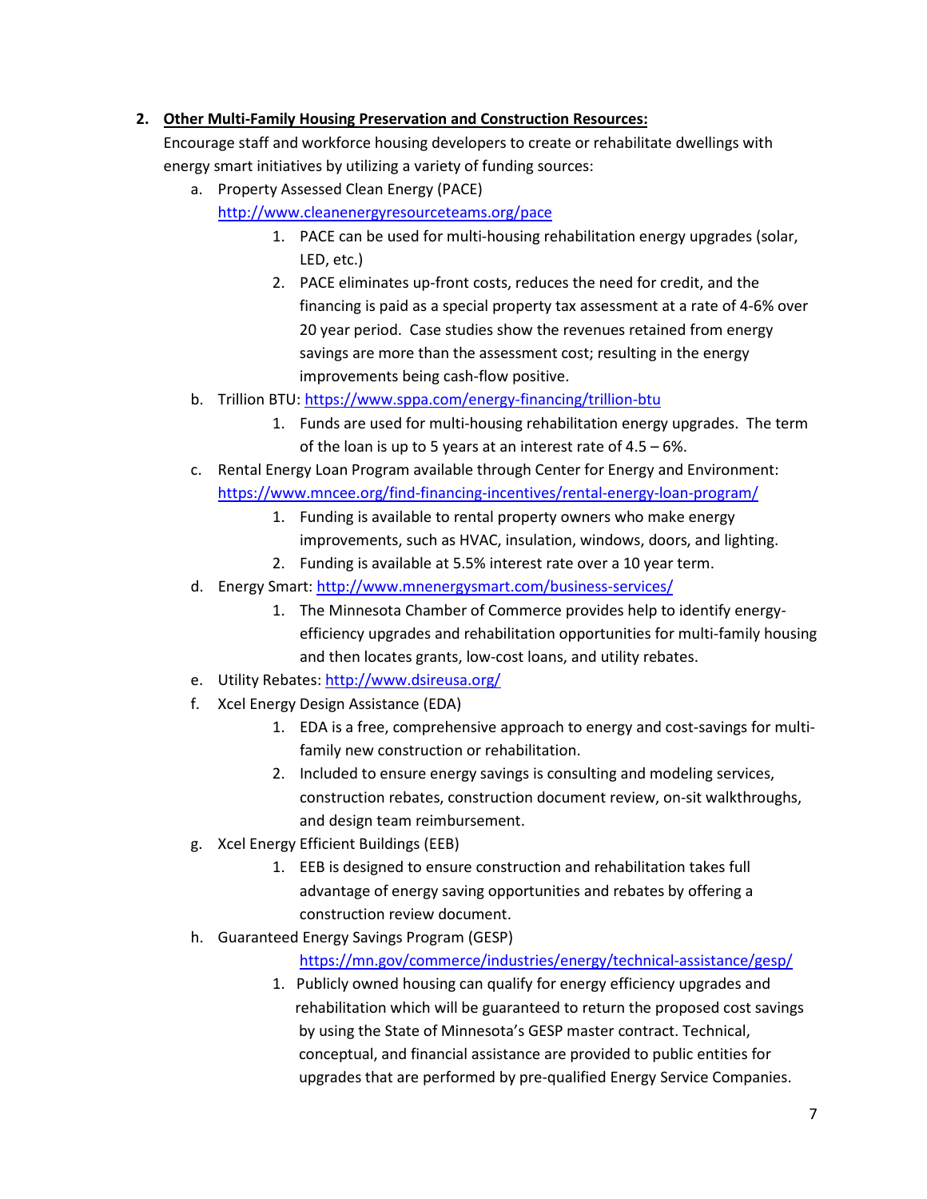2. **Other Multi-Family Housing Preservation and Construction Resources:**
   Encourage staff and workforce housing developers to create or rehabilitate dwellings with energy smart initiatives by utilizing a variety of funding sources:
   a. Property Assessed Clean Energy (PACE) http://www.cleanenergyresourceteams.org/pace
      1. PACE can be used for multi-housing rehabilitation energy upgrades (solar, LED, etc.)
      2. PACE eliminates up-front costs, reduces the need for credit, and the financing is paid as a special property tax assessment at a rate of 4-6% over 20 year period. Case studies show the revenues retained from energy savings are more than the assessment cost; resulting in the energy improvements being cash-flow positive.
   b. Trillion BTU: https://www.sppa.com/energy-financing/trillion-btu
      1. Funds are used for multi-housing rehabilitation energy upgrades. The term of the loan is up to 5 years at an interest rate of 4.5 – 6%.
   c. Rental Energy Loan Program available through Center for Energy and Environment: https://www.mncee.org/find-financing-incentives/rental-energy-loan-program/
      1. Funding is available to rental property owners who make energy improvements, such as HVAC, insulation, windows, doors, and lighting.
      2. Funding is available at 5.5% interest rate over a 10 year term.
   d. Energy Smart: http://www.mnenergysmart.com/business-services/
      1. The Minnesota Chamber of Commerce provides help to identify energy-efficiency upgrades and rehabilitation opportunities for multi-family housing and then locates grants, low-cost loans, and utility rebates.
   e. Utility Rebates: http://www.dsireusa.org/
   f. Xcel Energy Design Assistance (EDA)
      1. EDA is a free, comprehensive approach to energy and cost-savings for multi-family new construction or rehabilitation.
      2. Included to ensure energy savings is consulting and modeling services, construction rebates, construction document review, on-sit walkthroughs, and design team reimbursement.
   g. Xcel Energy Efficient Buildings (EEB)
      1. EEB is designed to ensure construction and rehabilitation takes full advantage of energy saving opportunities and rebates by offering a construction review document.
   h. Guaranteed Energy Savings Program (GESP) https://mn.gov/commerce/industries/energy/technical-assistance/gesp/
      1. Publicly owned housing can qualify for energy efficiency upgrades and rehabilitation which will be guaranteed to return the proposed cost savings by using the State of Minnesota's GESP master contract. Technical, conceptual, and financial assistance are provided to public entities for upgrades that are performed by pre-qualified Energy Service Companies.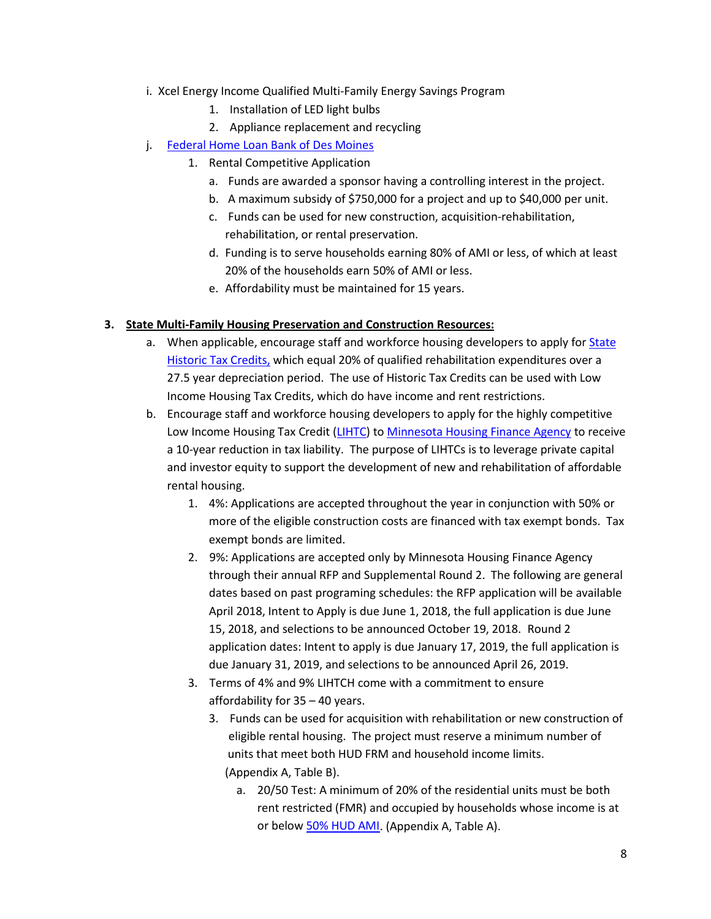i. Xcel Energy Income Qualified Multi-Family Energy Savings Program

  1. Installation of LED light bulbs
  2. Appliance replacement and recycling

j. [Federal Home Loan Bank of Des Moines](#)

  1. Rental Competitive Application
     a. Funds are awarded a sponsor having a controlling interest in the project.
     b. A maximum subsidy of $750,000 for a project and up to $40,000 per unit.
     c. Funds can be used for new construction, acquisition-rehabilitation, rehabilitation, or rental preservation.
     d. Funding is to serve households earning 80% of AMI or less, of which at least 20% of the households earn 50% of AMI or less.
     e. Affordability must be maintained for 15 years.

**3. <u>State Multi-Family Housing Preservation and Construction Resources:</u>**

a. When applicable, encourage staff and workforce housing developers to apply for [State Historic Tax Credits,](#) which equal 20% of qualified rehabilitation expenditures over a 27.5 year depreciation period. The use of Historic Tax Credits can be used with Low Income Housing Tax Credits, which do have income and rent restrictions.

b. Encourage staff and workforce housing developers to apply for the highly competitive Low Income Housing Tax Credit ([LIHTC](#)) to [Minnesota Housing Finance Agency](#) to receive a 10-year reduction in tax liability. The purpose of LIHTCs is to leverage private capital and investor equity to support the development of new and rehabilitation of affordable rental housing.

  1. 4%: Applications are accepted throughout the year in conjunction with 50% or more of the eligible construction costs are financed with tax exempt bonds. Tax exempt bonds are limited.
  2. 9%: Applications are accepted only by Minnesota Housing Finance Agency through their annual RFP and Supplemental Round 2. The following are general dates based on past programing schedules: the RFP application will be available April 2018, Intent to Apply is due June 1, 2018, the full application is due June 15, 2018, and selections to be announced October 19, 2018. Round 2 application dates: Intent to apply is due January 17, 2019, the full application is due January 31, 2019, and selections to be announced April 26, 2019.
  3. Terms of 4% and 9% LIHTCH come with a commitment to ensure affordability for 35 – 40 years.
     3. Funds can be used for acquisition with rehabilitation or new construction of eligible rental housing. The project must reserve a minimum number of units that meet both HUD FRM and household income limits. (Appendix A, Table B).
        a. 20/50 Test: A minimum of 20% of the residential units must be both rent restricted (FMR) and occupied by households whose income is at or below [50% HUD AMI](#). (Appendix A, Table A).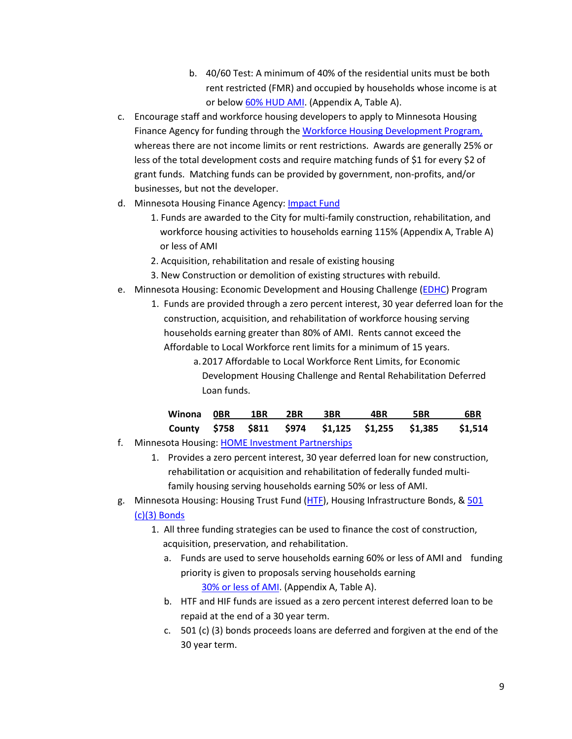b. 40/60 Test: A minimum of 40% of the residential units must be both rent restricted (FMR) and occupied by households whose income is at or below 60% HUD AMI. (Appendix A, Table A).

c. Encourage staff and workforce housing developers to apply to Minnesota Housing Finance Agency for funding through the Workforce Housing Development Program, whereas there are not income limits or rent restrictions. Awards are generally 25% or less of the total development costs and require matching funds of $1 for every $2 of grant funds. Matching funds can be provided by government, non-profits, and/or businesses, but not the developer.

d. Minnesota Housing Finance Agency: Impact Fund
   1. Funds are awarded to the City for multi-family construction, rehabilitation, and workforce housing activities to households earning 115% (Appendix A, Trable A) or less of AMI
   2. Acquisition, rehabilitation and resale of existing housing
   3. New Construction or demolition of existing structures with rebuild.

e. Minnesota Housing: Economic Development and Housing Challenge (EDHC) Program
   1. Funds are provided through a zero percent interest, 30 year deferred loan for the construction, acquisition, and rehabilitation of workforce housing serving households earning greater than 80% of AMI. Rents cannot exceed the Affordable to Local Workforce rent limits for a minimum of 15 years.
      a. 2017 Affordable to Local Workforce Rent Limits, for Economic Development Housing Challenge and Rental Rehabilitation Deferred Loan funds.

| Winona County | 0BR | 1BR | 2BR | 3BR | 4BR | 5BR | 6BR |
|---|---|---|---|---|---|---|---|
| | $758 | $811 | $974 | $1,125 | $1,255 | $1,385 | $1,514 |

f. Minnesota Housing: HOME Investment Partnerships
   1. Provides a zero percent interest, 30 year deferred loan for new construction, rehabilitation or acquisition and rehabilitation of federally funded multi-family housing serving households earning 50% or less of AMI.

g. Minnesota Housing: Housing Trust Fund (HTF), Housing Infrastructure Bonds, & 501 (c)(3) Bonds
   1. All three funding strategies can be used to finance the cost of construction, acquisition, preservation, and rehabilitation.
      a. Funds are used to serve households earning 60% or less of AMI and funding priority is given to proposals serving households earning 30% or less of AMI. (Appendix A, Table A).
      b. HTF and HIF funds are issued as a zero percent interest deferred loan to be repaid at the end of a 30 year term.
      c. 501 (c) (3) bonds proceeds loans are deferred and forgiven at the end of the 30 year term.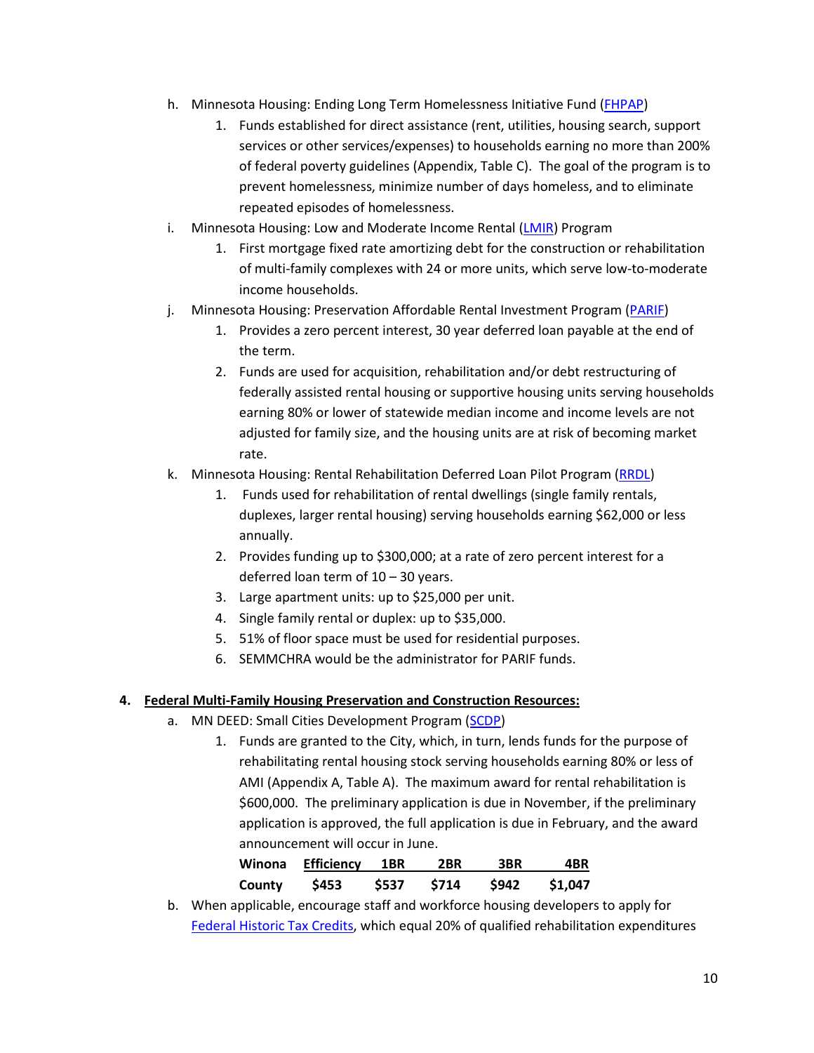h. Minnesota Housing: Ending Long Term Homelessness Initiative Fund (FHPAP)
   1. Funds established for direct assistance (rent, utilities, housing search, support services or other services/expenses) to households earning no more than 200% of federal poverty guidelines (Appendix, Table C). The goal of the program is to prevent homelessness, minimize number of days homeless, and to eliminate repeated episodes of homelessness.

i. Minnesota Housing: Low and Moderate Income Rental (LMIR) Program
   1. First mortgage fixed rate amortizing debt for the construction or rehabilitation of multi-family complexes with 24 or more units, which serve low-to-moderate income households.

j. Minnesota Housing: Preservation Affordable Rental Investment Program (PARIF)
   1. Provides a zero percent interest, 30 year deferred loan payable at the end of the term.
   2. Funds are used for acquisition, rehabilitation and/or debt restructuring of federally assisted rental housing or supportive housing units serving households earning 80% or lower of statewide median income and income levels are not adjusted for family size, and the housing units are at risk of becoming market rate.

k. Minnesota Housing: Rental Rehabilitation Deferred Loan Pilot Program (RRDL)
   1. Funds used for rehabilitation of rental dwellings (single family rentals, duplexes, larger rental housing) serving households earning $62,000 or less annually.
   2. Provides funding up to $300,000; at a rate of zero percent interest for a deferred loan term of 10 – 30 years.
   3. Large apartment units: up to $25,000 per unit.
   4. Single family rental or duplex: up to $35,000.
   5. 51% of floor space must be used for residential purposes.
   6. SEMMCHRA would be the administrator for PARIF funds.

**4. Federal Multi-Family Housing Preservation and Construction Resources:**

a. MN DEED: Small Cities Development Program (SCDP)
   1. Funds are granted to the City, which, in turn, lends funds for the purpose of rehabilitating rental housing stock serving households earning 80% or less of AMI (Appendix A, Table A). The maximum award for rental rehabilitation is $600,000. The preliminary application is due in November, if the preliminary application is approved, the full application is due in February, and the award announcement will occur in June.

| Winona | Efficiency | 1BR | 2BR | 3BR | 4BR |
|---|---|---|---|---|---|
| County | $453 | $537 | $714 | $942 | $1,047 |

b. When applicable, encourage staff and workforce housing developers to apply for Federal Historic Tax Credits, which equal 20% of qualified rehabilitation expenditures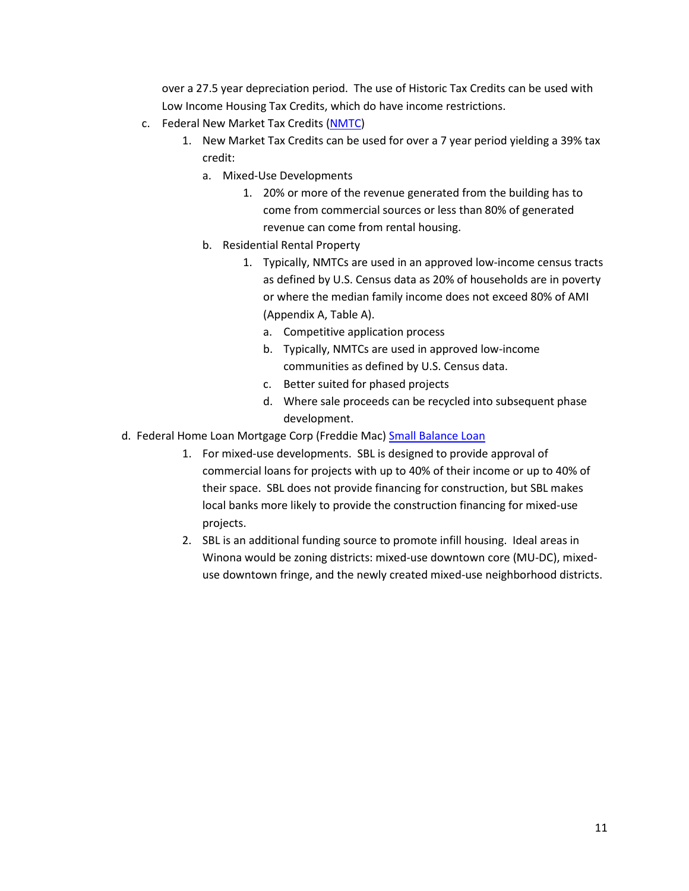over a 27.5 year depreciation period. The use of Historic Tax Credits can be used with Low Income Housing Tax Credits, which do have income restrictions.

c. Federal New Market Tax Credits ([NMTC](NMTC))
   1. New Market Tax Credits can be used for over a 7 year period yielding a 39% tax credit:
      a. Mixed-Use Developments
         1. 20% or more of the revenue generated from the building has to come from commercial sources or less than 80% of generated revenue can come from rental housing.
      b. Residential Rental Property
         1. Typically, NMTCs are used in an approved low-income census tracts as defined by U.S. Census data as 20% of households are in poverty or where the median family income does not exceed 80% of AMI (Appendix A, Table A).
            a. Competitive application process
            b. Typically, NMTCs are used in approved low-income communities as defined by U.S. Census data.
            c. Better suited for phased projects
            d. Where sale proceeds can be recycled into subsequent phase development.

d. Federal Home Loan Mortgage Corp (Freddie Mac) [Small Balance Loan](Small Balance Loan)
   1. For mixed-use developments. SBL is designed to provide approval of commercial loans for projects with up to 40% of their income or up to 40% of their space. SBL does not provide financing for construction, but SBL makes local banks more likely to provide the construction financing for mixed-use projects.
   2. SBL is an additional funding source to promote infill housing. Ideal areas in Winona would be zoning districts: mixed-use downtown core (MU-DC), mixed-use downtown fringe, and the newly created mixed-use neighborhood districts.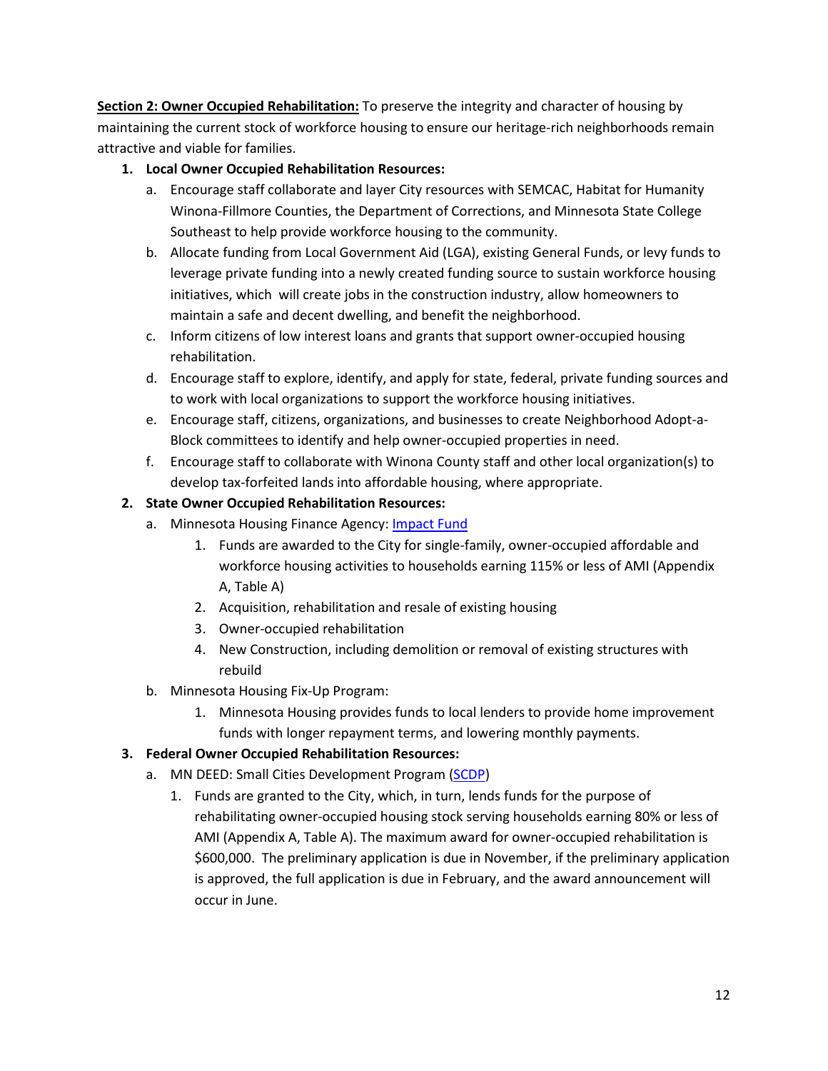**<u>Section 2: Owner Occupied Rehabilitation:</u>** To preserve the integrity and character of housing by maintaining the current stock of workforce housing to ensure our heritage-rich neighborhoods remain attractive and viable for families.

1. **Local Owner Occupied Rehabilitation Resources:**
   a. Encourage staff collaborate and layer City resources with SEMCAC, Habitat for Humanity Winona-Fillmore Counties, the Department of Corrections, and Minnesota State College Southeast to help provide workforce housing to the community.
   b. Allocate funding from Local Government Aid (LGA), existing General Funds, or levy funds to leverage private funding into a newly created funding source to sustain workforce housing initiatives, which will create jobs in the construction industry, allow homeowners to maintain a safe and decent dwelling, and benefit the neighborhood.
   c. Inform citizens of low interest loans and grants that support owner-occupied housing rehabilitation.
   d. Encourage staff to explore, identify, and apply for state, federal, private funding sources and to work with local organizations to support the workforce housing initiatives.
   e. Encourage staff, citizens, organizations, and businesses to create Neighborhood Adopt-a-Block committees to identify and help owner-occupied properties in need.
   f. Encourage staff to collaborate with Winona County staff and other local organization(s) to develop tax-forfeited lands into affordable housing, where appropriate.
2. **State Owner Occupied Rehabilitation Resources:**
   a. Minnesota Housing Finance Agency: Impact Fund
      1. Funds are awarded to the City for single-family, owner-occupied affordable and workforce housing activities to households earning 115% or less of AMI (Appendix A, Table A)
      2. Acquisition, rehabilitation and resale of existing housing
      3. Owner-occupied rehabilitation
      4. New Construction, including demolition or removal of existing structures with rebuild
   b. Minnesota Housing Fix-Up Program:
      1. Minnesota Housing provides funds to local lenders to provide home improvement funds with longer repayment terms, and lowering monthly payments.
3. **Federal Owner Occupied Rehabilitation Resources:**
   a. MN DEED: Small Cities Development Program (SCDP)
      1. Funds are granted to the City, which, in turn, lends funds for the purpose of rehabilitating owner-occupied housing stock serving households earning 80% or less of AMI (Appendix A, Table A). The maximum award for owner-occupied rehabilitation is $600,000. The preliminary application is due in November, if the preliminary application is approved, the full application is due in February, and the award announcement will occur in June.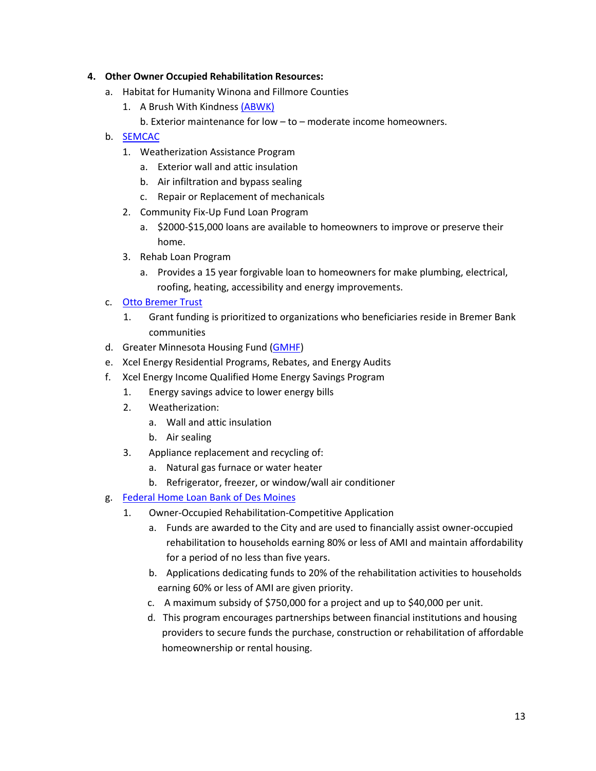4. **Other Owner Occupied Rehabilitation Resources:**
   a. Habitat for Humanity Winona and Fillmore Counties
      1. A Brush With Kindness (ABWK)
         b. Exterior maintenance for low – to – moderate income homeowners.
   b. SEMCAC
      1. Weatherization Assistance Program
         a. Exterior wall and attic insulation
         b. Air infiltration and bypass sealing
         c. Repair or Replacement of mechanicals
      2. Community Fix-Up Fund Loan Program
         a. $2000-$15,000 loans are available to homeowners to improve or preserve their home.
      3. Rehab Loan Program
         a. Provides a 15 year forgivable loan to homeowners for make plumbing, electrical, roofing, heating, accessibility and energy improvements.
   c. Otto Bremer Trust
      1. Grant funding is prioritized to organizations who beneficiaries reside in Bremer Bank communities
   d. Greater Minnesota Housing Fund (GMHF)
   e. Xcel Energy Residential Programs, Rebates, and Energy Audits
   f. Xcel Energy Income Qualified Home Energy Savings Program
      1. Energy savings advice to lower energy bills
      2. Weatherization:
         a. Wall and attic insulation
         b. Air sealing
      3. Appliance replacement and recycling of:
         a. Natural gas furnace or water heater
         b. Refrigerator, freezer, or window/wall air conditioner
   g. Federal Home Loan Bank of Des Moines
      1. Owner-Occupied Rehabilitation-Competitive Application
         a. Funds are awarded to the City and are used to financially assist owner-occupied rehabilitation to households earning 80% or less of AMI and maintain affordability for a period of no less than five years.
         b. Applications dedicating funds to 20% of the rehabilitation activities to households earning 60% or less of AMI are given priority.
         c. A maximum subsidy of $750,000 for a project and up to $40,000 per unit.
         d. This program encourages partnerships between financial institutions and housing providers to secure funds the purchase, construction or rehabilitation of affordable homeownership or rental housing.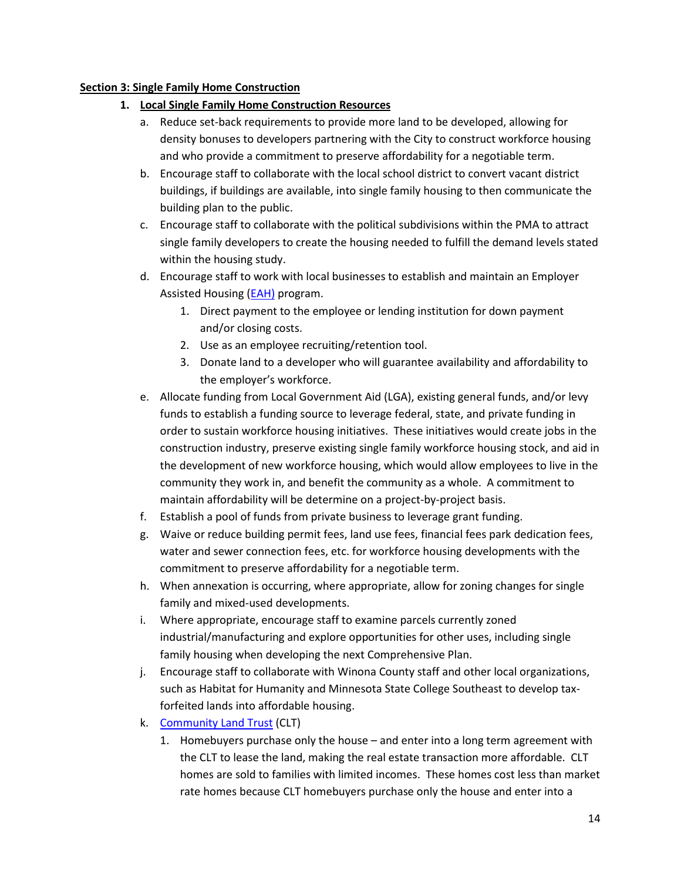**Section 3: Single Family Home Construction**

1. **Local Single Family Home Construction Resources**
    a. Reduce set-back requirements to provide more land to be developed, allowing for density bonuses to developers partnering with the City to construct workforce housing and who provide a commitment to preserve affordability for a negotiable term.
    b. Encourage staff to collaborate with the local school district to convert vacant district buildings, if buildings are available, into single family housing to then communicate the building plan to the public.
    c. Encourage staff to collaborate with the political subdivisions within the PMA to attract single family developers to create the housing needed to fulfill the demand levels stated within the housing study.
    d. Encourage staff to work with local businesses to establish and maintain an Employer Assisted Housing (EAH) program.
        1. Direct payment to the employee or lending institution for down payment and/or closing costs.
        2. Use as an employee recruiting/retention tool.
        3. Donate land to a developer who will guarantee availability and affordability to the employer's workforce.
    e. Allocate funding from Local Government Aid (LGA), existing general funds, and/or levy funds to establish a funding source to leverage federal, state, and private funding in order to sustain workforce housing initiatives. These initiatives would create jobs in the construction industry, preserve existing single family workforce housing stock, and aid in the development of new workforce housing, which would allow employees to live in the community they work in, and benefit the community as a whole. A commitment to maintain affordability will be determine on a project-by-project basis.
    f. Establish a pool of funds from private business to leverage grant funding.
    g. Waive or reduce building permit fees, land use fees, financial fees park dedication fees, water and sewer connection fees, etc. for workforce housing developments with the commitment to preserve affordability for a negotiable term.
    h. When annexation is occurring, where appropriate, allow for zoning changes for single family and mixed-used developments.
    i. Where appropriate, encourage staff to examine parcels currently zoned industrial/manufacturing and explore opportunities for other uses, including single family housing when developing the next Comprehensive Plan.
    j. Encourage staff to collaborate with Winona County staff and other local organizations, such as Habitat for Humanity and Minnesota State College Southeast to develop tax-forfeited lands into affordable housing.
    k. Community Land Trust (CLT)
        1. Homebuyers purchase only the house – and enter into a long term agreement with the CLT to lease the land, making the real estate transaction more affordable. CLT homes are sold to families with limited incomes. These homes cost less than market rate homes because CLT homebuyers purchase only the house and enter into a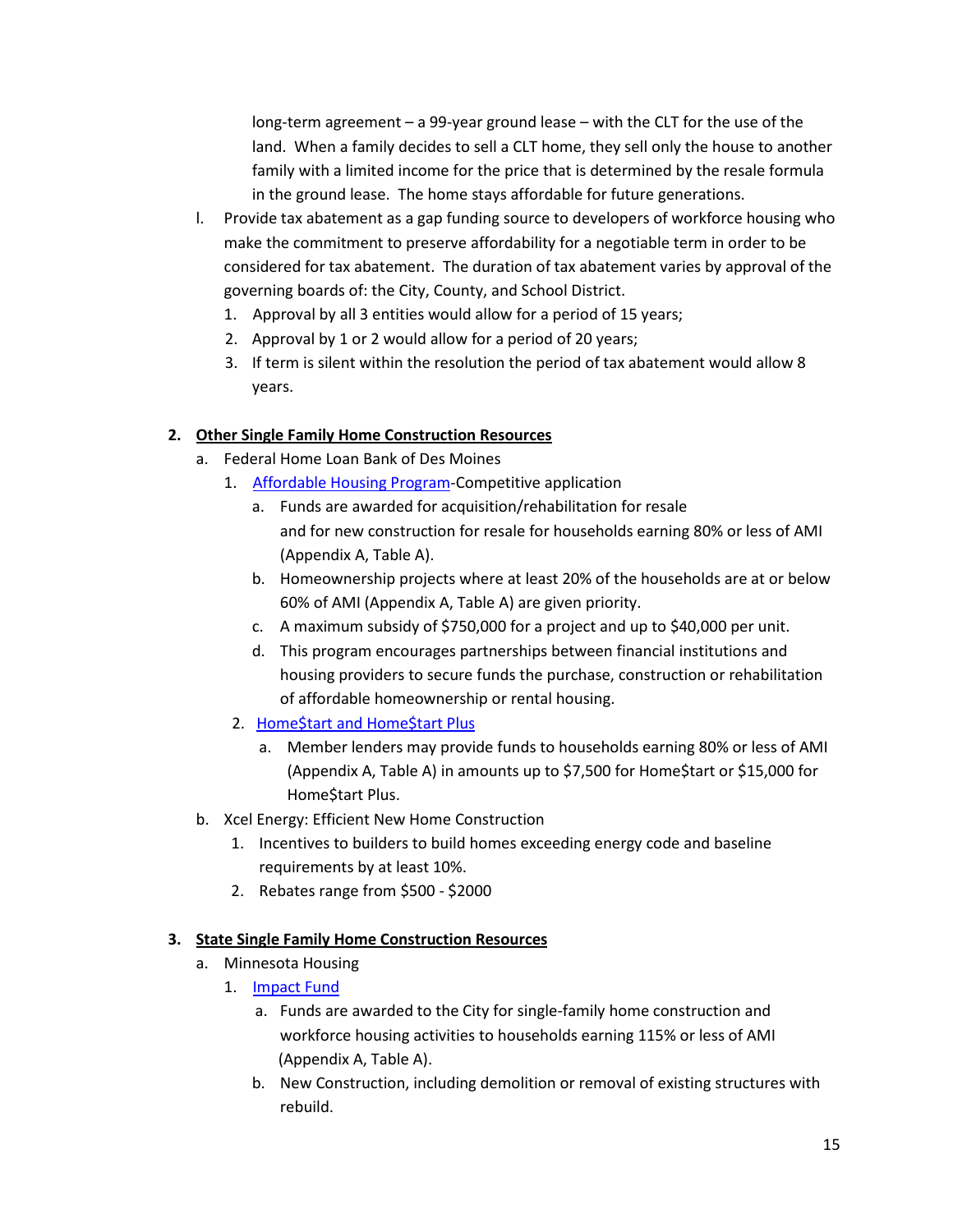long-term agreement – a 99-year ground lease – with the CLT for the use of the land. When a family decides to sell a CLT home, they sell only the house to another family with a limited income for the price that is determined by the resale formula in the ground lease. The home stays affordable for future generations.

l. Provide tax abatement as a gap funding source to developers of workforce housing who make the commitment to preserve affordability for a negotiable term in order to be considered for tax abatement. The duration of tax abatement varies by approval of the governing boards of: the City, County, and School District.
   1. Approval by all 3 entities would allow for a period of 15 years;
   2. Approval by 1 or 2 would allow for a period of 20 years;
   3. If term is silent within the resolution the period of tax abatement would allow 8 years.

## 2. <u>Other Single Family Home Construction Resources</u>

a. Federal Home Loan Bank of Des Moines
   1. Affordable Housing Program-Competitive application
      a. Funds are awarded for acquisition/rehabilitation for resale and for new construction for resale for households earning 80% or less of AMI (Appendix A, Table A).
      b. Homeownership projects where at least 20% of the households are at or below 60% of AMI (Appendix A, Table A) are given priority.
      c. A maximum subsidy of $750,000 for a project and up to $40,000 per unit.
      d. This program encourages partnerships between financial institutions and housing providers to secure funds the purchase, construction or rehabilitation of affordable homeownership or rental housing.
   2. Home$tart and Home$tart Plus
      a. Member lenders may provide funds to households earning 80% or less of AMI (Appendix A, Table A) in amounts up to $7,500 for Home$tart or $15,000 for Home$tart Plus.

b. Xcel Energy: Efficient New Home Construction
   1. Incentives to builders to build homes exceeding energy code and baseline requirements by at least 10%.
   2. Rebates range from $500 - $2000

## 3. <u>State Single Family Home Construction Resources</u>

a. Minnesota Housing
   1. Impact Fund
      a. Funds are awarded to the City for single-family home construction and workforce housing activities to households earning 115% or less of AMI (Appendix A, Table A).
      b. New Construction, including demolition or removal of existing structures with rebuild.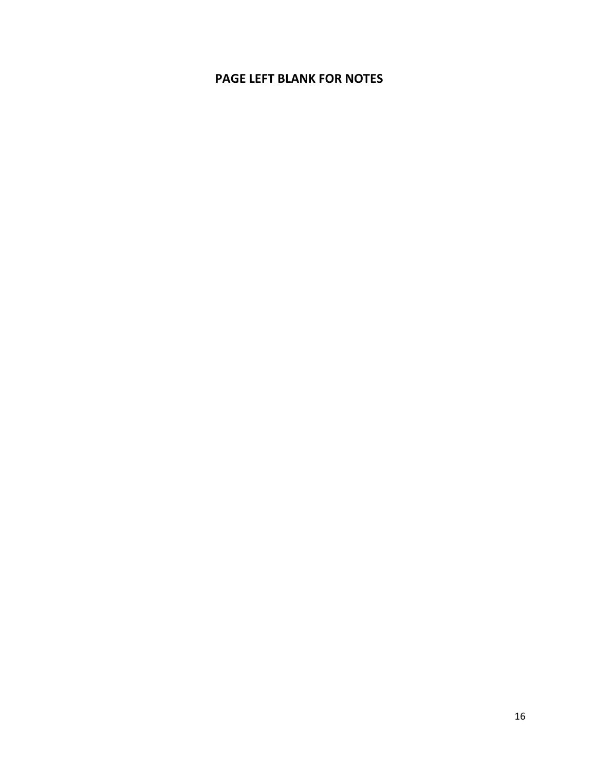**PAGE LEFT BLANK FOR NOTES**